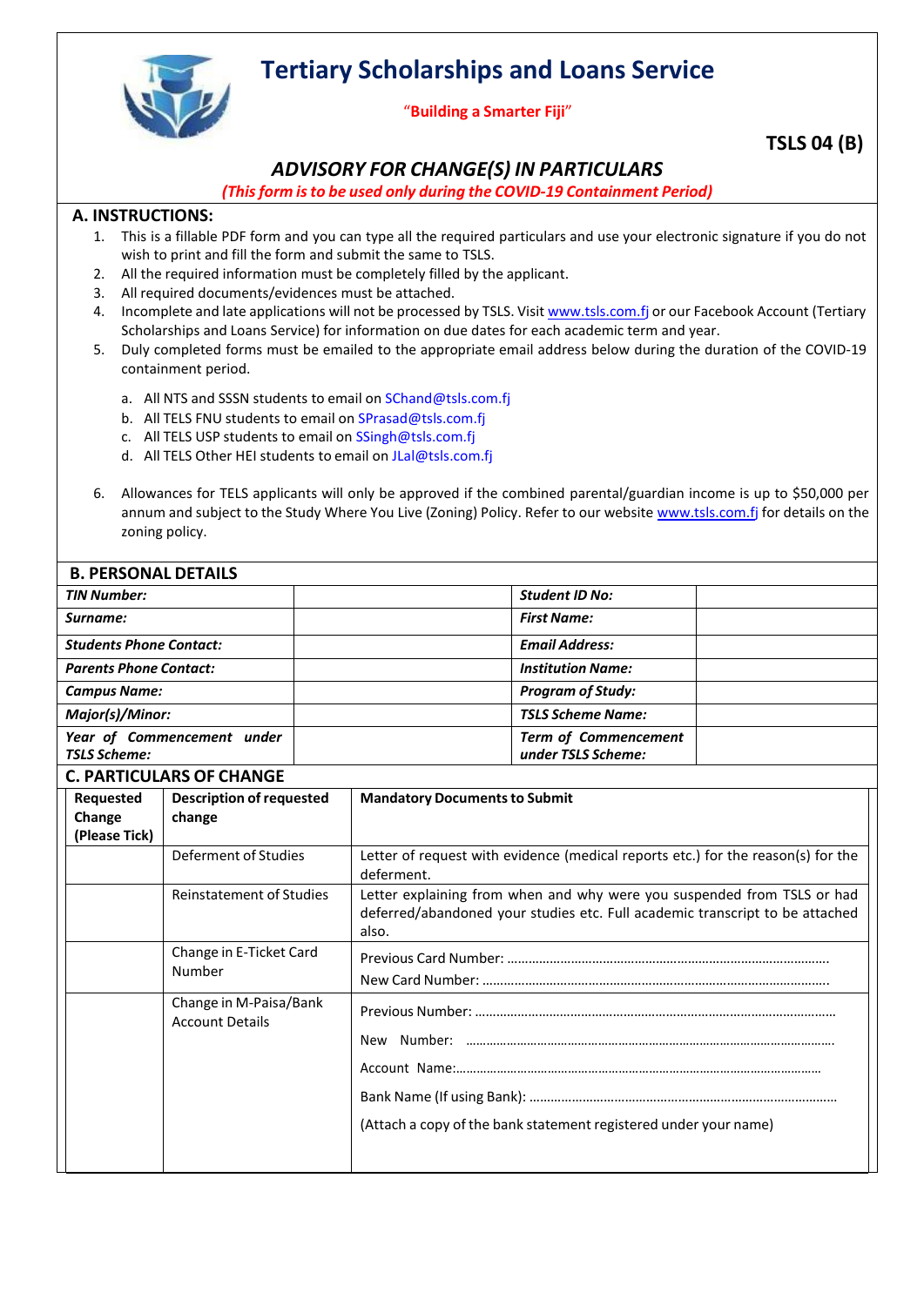# Tertiary Scholarships and Loans Service

"Building a Smarter Fiji"

**TSLS 04 (B)**

## *ADVISORY FOR CHANGE(S) IN PARTICULARS*

***(This form is to be used only during the COVID-19 Containment Period)***

### A. INSTRUCTIONS:

1. This is a fillable PDF form and you can type all the required particulars and use your electronic signature if you do not wish to print and fill the form and submit the same to TSLS.
2. All the required information must be completely filled by the applicant.
3. All required documents/evidences must be attached.
4. Incomplete and late applications will not be processed by TSLS. Visit www.tsls.com.fj or our Facebook Account (Tertiary Scholarships and Loans Service) for information on due dates for each academic term and year.
5. Duly completed forms must be emailed to the appropriate email address below during the duration of the COVID-19 containment period.

   a. All NTS and SSSN students to email on SChand@tsls.com.fj
   b. All TELS FNU students to email on SPrasad@tsls.com.fj
   c. All TELS USP students to email on SSingh@tsls.com.fj
   d. All TELS Other HEI students to email on JLal@tsls.com.fj

6. Allowances for TELS applicants will only be approved if the combined parental/guardian income is up to $50,000 per annum and subject to the Study Where You Live (Zoning) Policy. Refer to our website www.tsls.com.fj for details on the zoning policy.

### B. PERSONAL DETAILS

| | | | |
|---|---|---|---|
| ***TIN Number:*** | | ***Student ID No:*** | |
| ***Surname:*** | | ***First Name:*** | |
| ***Students Phone Contact:*** | | ***Email Address:*** | |
| ***Parents Phone Contact:*** | | ***Institution Name:*** | |
| ***Campus Name:*** | | ***Program of Study:*** | |
| ***Major(s)/Minor:*** | | ***TSLS Scheme Name:*** | |
| ***Year of Commencement under TSLS Scheme:*** | | ***Term of Commencement under TSLS Scheme:*** | |

### C. PARTICULARS OF CHANGE

| Requested Change (Please Tick) | Description of requested change | Mandatory Documents to Submit |
|---|---|---|
| | Deferment of Studies | Letter of request with evidence (medical reports etc.) for the reason(s) for the deferment. |
| | Reinstatement of Studies | Letter explaining from when and why were you suspended from TSLS or had deferred/abandoned your studies etc. Full academic transcript to be attached also. |
| | Change in E-Ticket Card Number | Previous Card Number: ................................................................................ New Card Number: ................................................................................ |
| | Change in M-Paisa/Bank Account Details | Previous Number: ................................................................................ New Number: ................................................................................ Account Name:................................................................................ Bank Name (If using Bank): ................................................................................ (Attach a copy of the bank statement registered under your name) |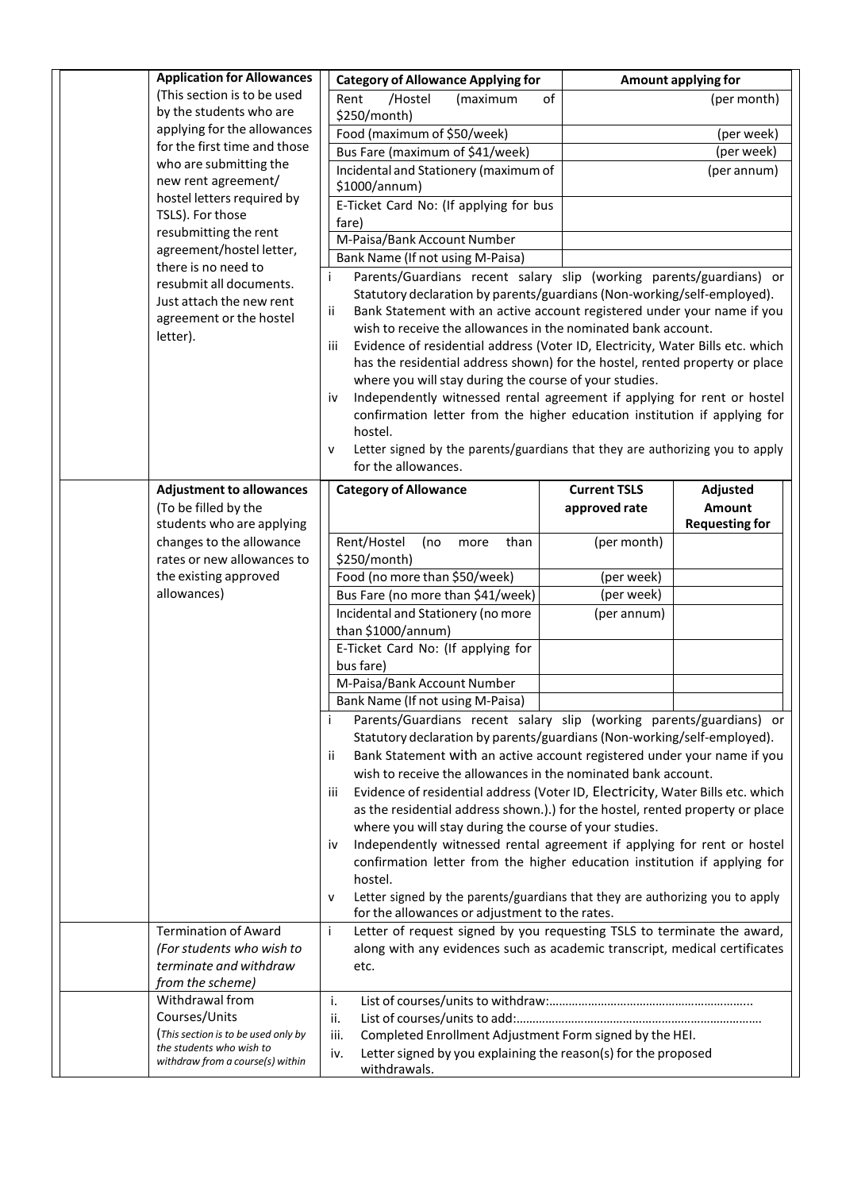| | | |
|---|---|---|
| | **Application for Allowances**<br>(This section is to be used by the students who are applying for the allowances for the first time and those who are submitting the new rent agreement/ hostel letters required by TSLS). For those resubmitting the rent agreement/hostel letter, there is no need to resubmit all documents. Just attach the new rent agreement or the hostel letter). | **Category of Allowance Applying for** \| **Amount applying for**<br>Rent /Hostel (maximum of $250/month) \| (per month)<br>Food (maximum of $50/week) \| (per week)<br>Bus Fare (maximum of $41/week) \| (per week)<br>Incidental and Stationery (maximum of $1000/annum) \| (per annum)<br>E-Ticket Card No: (If applying for bus fare) \|<br>M-Paisa/Bank Account Number \|<br>Bank Name (If not using M-Paisa) \|<br><br>i Parents/Guardians recent salary slip (working parents/guardians) or Statutory declaration by parents/guardians (Non-working/self-employed).<br>ii Bank Statement with an active account registered under your name if you wish to receive the allowances in the nominated bank account.<br>iii Evidence of residential address (Voter ID, Electricity, Water Bills etc. which has the residential address shown) for the hostel, rented property or place where you will stay during the course of your studies.<br>iv Independently witnessed rental agreement if applying for rent or hostel confirmation letter from the higher education institution if applying for hostel.<br>v Letter signed by the parents/guardians that they are authorizing you to apply for the allowances. |
| | **Adjustment to allowances**<br>(To be filled by the students who are applying changes to the allowance rates or new allowances to the existing approved allowances) | **Category of Allowance** \| **Current TSLS approved rate** \| **Adjusted Amount Requesting for**<br>Rent/Hostel (no more than $250/month) \| (per month) \|<br>Food (no more than $50/week) \| (per week) \|<br>Bus Fare (no more than $41/week) \| (per week) \|<br>Incidental and Stationery (no more than $1000/annum) \| (per annum) \|<br>E-Ticket Card No: (If applying for bus fare) \| \|<br>M-Paisa/Bank Account Number \| \|<br>Bank Name (If not using M-Paisa) \| \|<br><br>i Parents/Guardians recent salary slip (working parents/guardians) or Statutory declaration by parents/guardians (Non-working/self-employed).<br>ii Bank Statement with an active account registered under your name if you wish to receive the allowances in the nominated bank account.<br>iii Evidence of residential address (Voter ID, Electricity, Water Bills etc. which as the residential address shown.).) for the hostel, rented property or place where you will stay during the course of your studies.<br>iv Independently witnessed rental agreement if applying for rent or hostel confirmation letter from the higher education institution if applying for hostel.<br>v Letter signed by the parents/guardians that they are authorizing you to apply for the allowances or adjustment to the rates. |
| | Termination of Award<br>*(For students who wish to terminate and withdraw from the scheme)* | i Letter of request signed by you requesting TSLS to terminate the award, along with any evidences such as academic transcript, medical certificates etc. |
| | Withdrawal from Courses/Units<br>(*This section is to be used only by the students who wish to withdraw from a course(s) within* | i. List of courses/units to withdraw:……………………………………………………..<br>ii. List of courses/units to add:………………………………………………………………<br>iii. Completed Enrollment Adjustment Form signed by the HEI.<br>iv. Letter signed by you explaining the reason(s) for the proposed withdrawals. |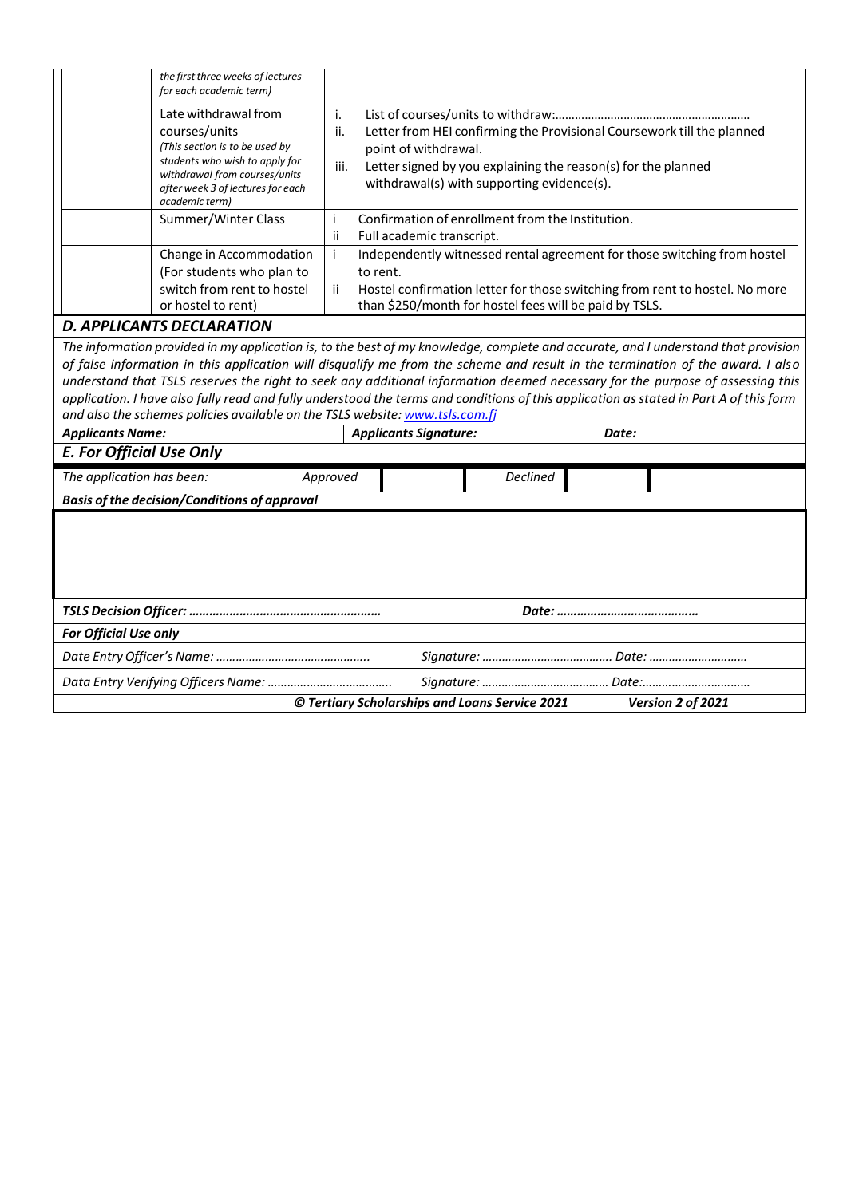| | | |
|---|---|---|
| | *the first three weeks of lectures for each academic term)* | |
| | Late withdrawal from courses/units *(This section is to be used by students who wish to apply for withdrawal from courses/units after week 3 of lectures for each academic term)* | i. List of courses/units to withdraw:…………………………………………………… ii. Letter from HEI confirming the Provisional Coursework till the planned point of withdrawal. iii. Letter signed by you explaining the reason(s) for the planned withdrawal(s) with supporting evidence(s). |
| | Summer/Winter Class | i Confirmation of enrollment from the Institution. ii Full academic transcript. |
| | Change in Accommodation (For students who plan to switch from rent to hostel or hostel to rent) | i Independently witnessed rental agreement for those switching from hostel to rent. ii Hostel confirmation letter for those switching from rent to hostel. No more than $250/month for hostel fees will be paid by TSLS. |

## D. APPLICANTS DECLARATION

*The information provided in my application is, to the best of my knowledge, complete and accurate, and I understand that provision of false information in this application will disqualify me from the scheme and result in the termination of the award. I also understand that TSLS reserves the right to seek any additional information deemed necessary for the purpose of assessing this application. I have also fully read and fully understood the terms and conditions of this application as stated in Part A of this form and also the schemes policies available on the TSLS website: www.tsls.com.fj*

| ***Applicants Name:*** | ***Applicants Signature:*** | ***Date:*** |
|---|---|---|

## E. For Official Use Only

| *The application has been:* | *Approved* | | *Declined* | | |
|---|---|---|---|---|---|

***Basis of the decision/Conditions of approval***

***TSLS Decision Officer: …………………………………………………*** ***Date: ……………………………………***

***For Official Use only***

*Date Entry Officer's Name: ………………………………………..* *Signature: ………………………………. Date: ………………………..*

*Data Entry Verifying Officers Name: ……………………………….* *Signature: ……………………………… Date:……………………………*

***© Tertiary Scholarships and Loans Service 2021*** ***Version 2 of 2021***